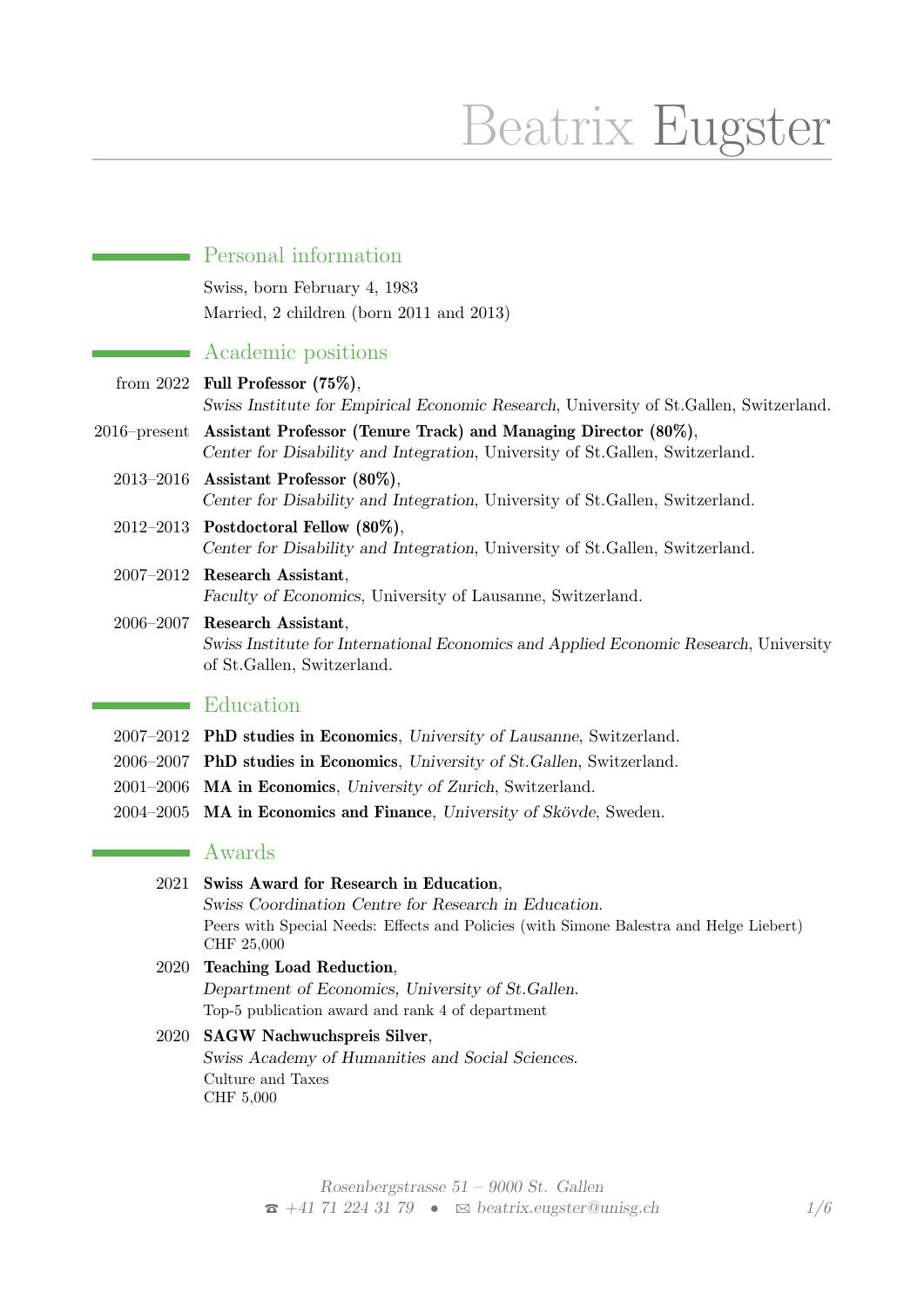# Beatrix Eugster

## Personal information

Swiss, born February 4, 1983

Married, 2 children (born 2011 and 2013)

## Academic positions

from 2022 **Full Professor (75%)**, *Swiss Institute for Empirical Economic Research*, University of St.Gallen, Switzerland.

2016–present **Assistant Professor (Tenure Track) and Managing Director (80%)**, *Center for Disability and Integration*, University of St.Gallen, Switzerland.

2013–2016 **Assistant Professor (80%)**, *Center for Disability and Integration*, University of St.Gallen, Switzerland.

2012–2013 **Postdoctoral Fellow (80%)**, *Center for Disability and Integration*, University of St.Gallen, Switzerland.

2007–2012 **Research Assistant**, *Faculty of Economics*, University of Lausanne, Switzerland.

2006–2007 **Research Assistant**, *Swiss Institute for International Economics and Applied Economic Research*, University of St.Gallen, Switzerland.

## Education

2007–2012 **PhD studies in Economics**, *University of Lausanne*, Switzerland.

2006–2007 **PhD studies in Economics**, *University of St.Gallen*, Switzerland.

2001–2006 **MA in Economics**, *University of Zurich*, Switzerland.

2004–2005 **MA in Economics and Finance**, *University of Skövde*, Sweden.

## Awards

2021 **Swiss Award for Research in Education**, *Swiss Coordination Centre for Research in Education.*
Peers with Special Needs: Effects and Policies (with Simone Balestra and Helge Liebert)
CHF 25,000

2020 **Teaching Load Reduction**, *Department of Economics, University of St.Gallen.*
Top-5 publication award and rank 4 of department

2020 **SAGW Nachwuchspreis Silver**, *Swiss Academy of Humanities and Social Sciences.*
Culture and Taxes
CHF 5,000

Rosenbergstrasse 51 – 9000 St. Gallen
☎ +41 71 224 31 79 • ✉ beatrix.eugster@unisg.ch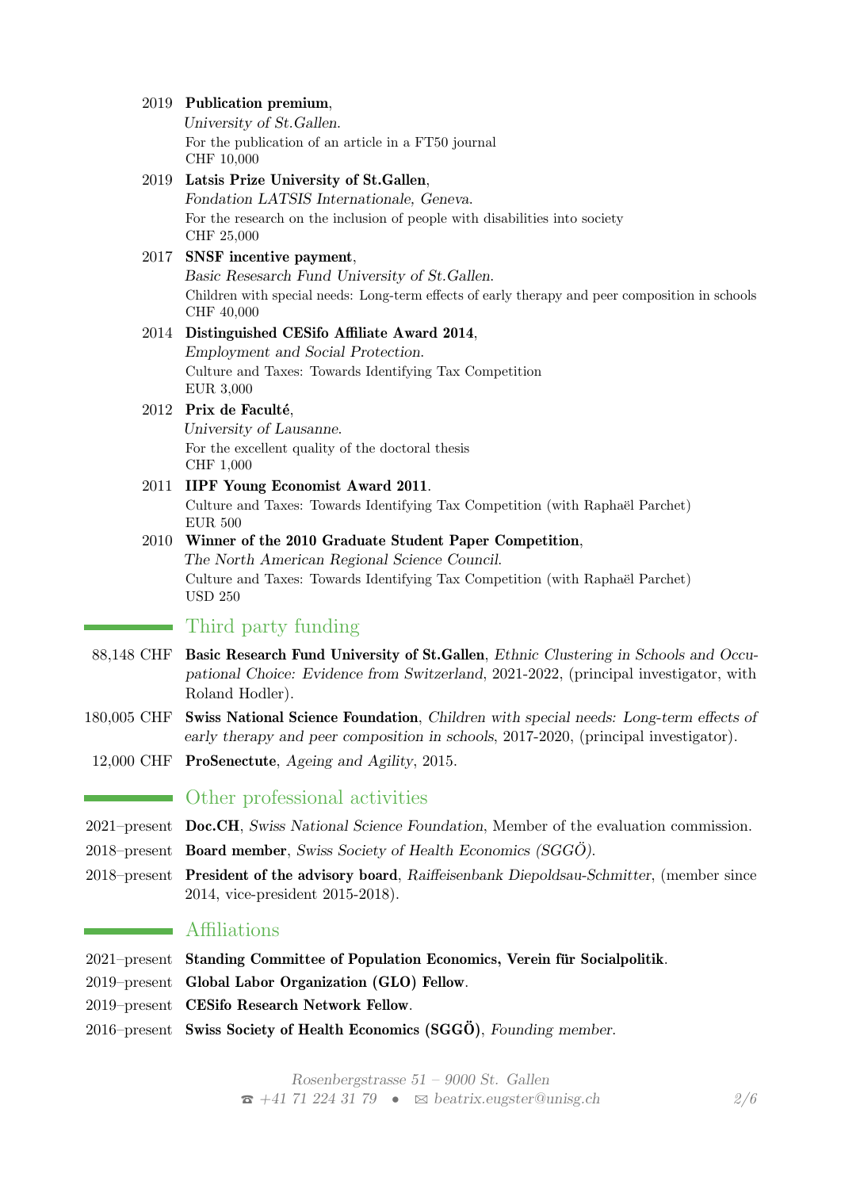2019 **Publication premium**,
*University of St.Gallen.*
For the publication of an article in a FT50 journal
CHF 10,000

2019 **Latsis Prize University of St.Gallen**,
*Fondation LATSIS Internationale, Geneva.*
For the research on the inclusion of people with disabilities into society
CHF 25,000

2017 **SNSF incentive payment**,
*Basic Resesarch Fund University of St.Gallen.*
Children with special needs: Long-term effects of early therapy and peer composition in schools
CHF 40,000

2014 **Distinguished CESifo Affiliate Award 2014**,
*Employment and Social Protection.*
Culture and Taxes: Towards Identifying Tax Competition
EUR 3,000

2012 **Prix de Faculté**,
*University of Lausanne.*
For the excellent quality of the doctoral thesis
CHF 1,000

2011 **IIPF Young Economist Award 2011**.
Culture and Taxes: Towards Identifying Tax Competition (with Raphaël Parchet)
EUR 500

2010 **Winner of the 2010 Graduate Student Paper Competition**,
*The North American Regional Science Council.*
Culture and Taxes: Towards Identifying Tax Competition (with Raphaël Parchet)
USD 250

## Third party funding

88,148 CHF **Basic Research Fund University of St.Gallen**, *Ethnic Clustering in Schools and Occupational Choice: Evidence from Switzerland*, 2021-2022, (principal investigator, with Roland Hodler).

180,005 CHF **Swiss National Science Foundation**, *Children with special needs: Long-term effects of early therapy and peer composition in schools*, 2017-2020, (principal investigator).

12,000 CHF **ProSenectute**, *Ageing and Agility*, 2015.

## Other professional activities

2021–present **Doc.CH**, *Swiss National Science Foundation*, Member of the evaluation commission.

2018–present **Board member**, *Swiss Society of Health Economics (SGGÖ).*

2018–present **President of the advisory board**, *Raiffeisenbank Diepoldsau-Schmitter*, (member since 2014, vice-president 2015-2018).

## Affiliations

2021–present **Standing Committee of Population Economics, Verein für Socialpolitik**.

2019–present **Global Labor Organization (GLO) Fellow**.

2019–present **CESifo Research Network Fellow**.

2016–present **Swiss Society of Health Economics (SGGÖ)**, *Founding member.*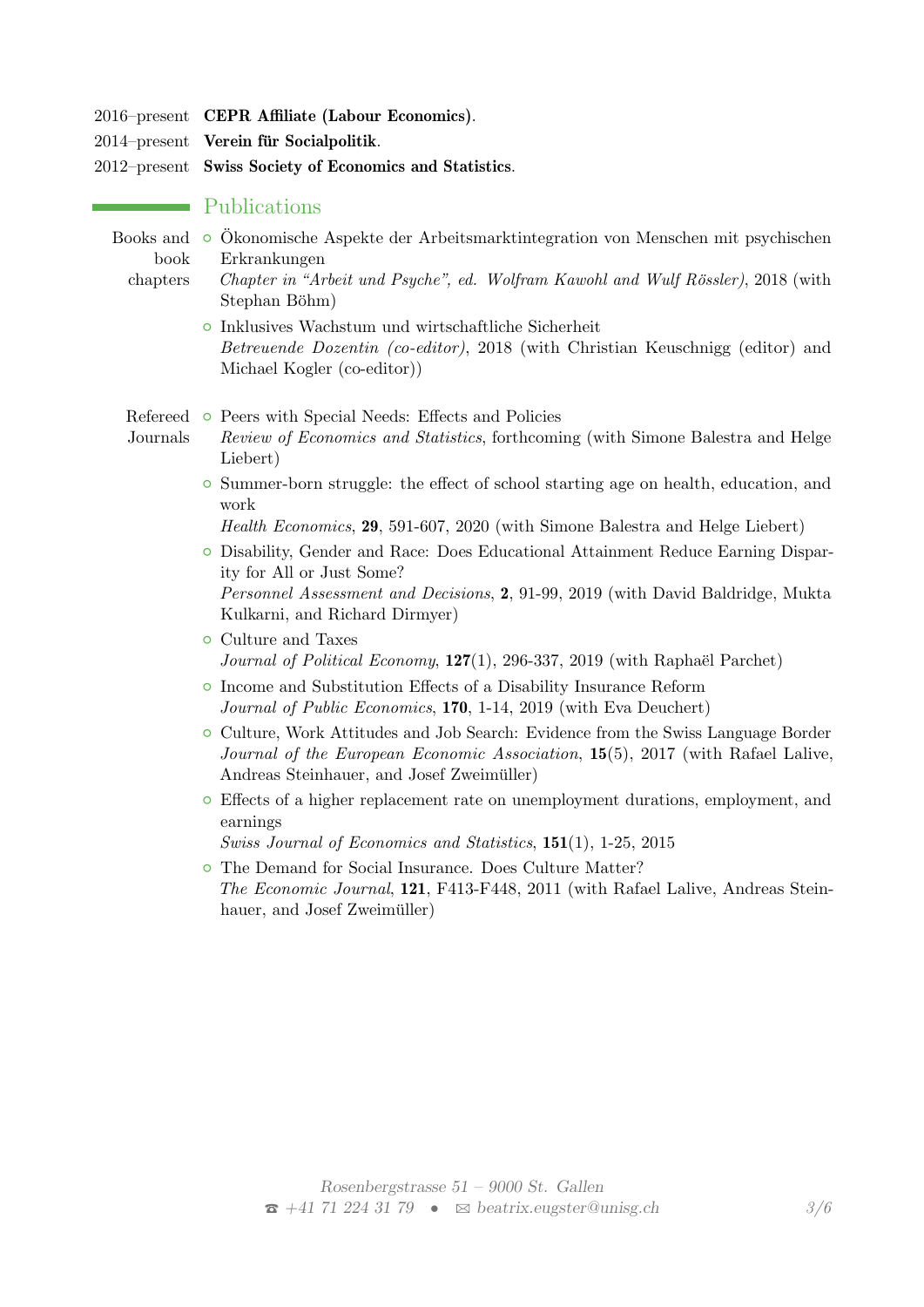2016–present **CEPR Affiliate (Labour Economics)**.

2014–present **Verein für Socialpolitik**.

2012–present **Swiss Society of Economics and Statistics**.

## Publications

### Books and book chapters

- Ökonomische Aspekte der Arbeitsmarktintegration von Menschen mit psychischen Erkrankungen
  *Chapter in "Arbeit und Psyche", ed. Wolfram Kawohl and Wulf Rössler)*, 2018 (with Stephan Böhm)
- Inklusives Wachstum und wirtschaftliche Sicherheit
  *Betreuende Dozentin (co-editor)*, 2018 (with Christian Keuschnigg (editor) and Michael Kogler (co-editor))

### Refereed Journals

- Peers with Special Needs: Effects and Policies
  *Review of Economics and Statistics*, forthcoming (with Simone Balestra and Helge Liebert)
- Summer-born struggle: the effect of school starting age on health, education, and work
  *Health Economics*, **29**, 591-607, 2020 (with Simone Balestra and Helge Liebert)
- Disability, Gender and Race: Does Educational Attainment Reduce Earning Disparity for All or Just Some?
  *Personnel Assessment and Decisions*, **2**, 91-99, 2019 (with David Baldridge, Mukta Kulkarni, and Richard Dirmyer)
- Culture and Taxes
  *Journal of Political Economy*, **127**(1), 296-337, 2019 (with Raphaël Parchet)
- Income and Substitution Effects of a Disability Insurance Reform
  *Journal of Public Economics*, **170**, 1-14, 2019 (with Eva Deuchert)
- Culture, Work Attitudes and Job Search: Evidence from the Swiss Language Border
  *Journal of the European Economic Association*, **15**(5), 2017 (with Rafael Lalive, Andreas Steinhauer, and Josef Zweimüller)
- Effects of a higher replacement rate on unemployment durations, employment, and earnings
  *Swiss Journal of Economics and Statistics*, **151**(1), 1-25, 2015
- The Demand for Social Insurance. Does Culture Matter?
  *The Economic Journal*, **121**, F413-F448, 2011 (with Rafael Lalive, Andreas Steinhauer, and Josef Zweimüller)

*Rosenbergstrasse 51 – 9000 St. Gallen*
☎ *+41 71 224 31 79* • ✉ *beatrix.eugster@unisg.ch*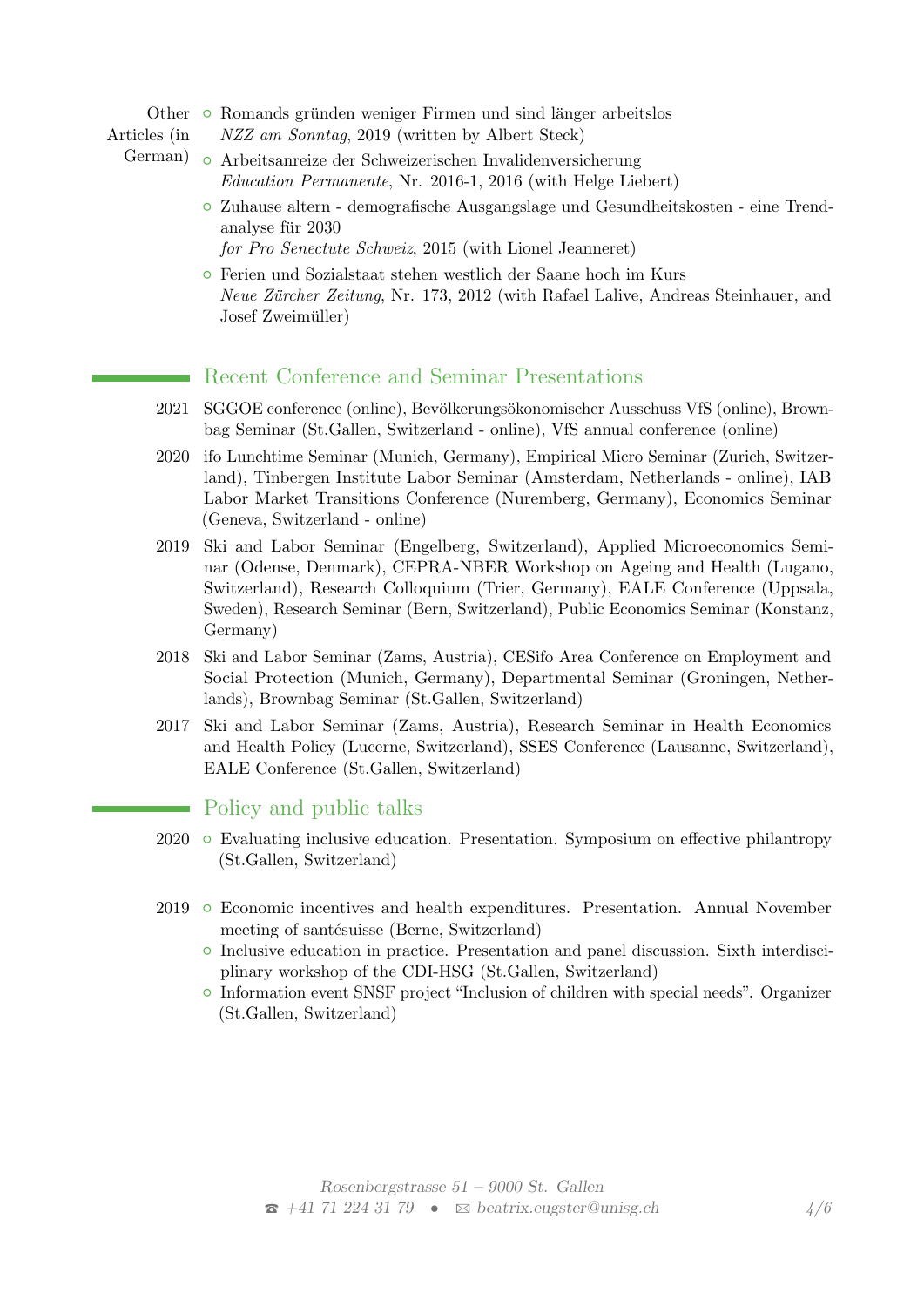**Other Articles (in German)**

- Romands gründen weniger Firmen und sind länger arbeitslos
  *NZZ am Sonntag*, 2019 (written by Albert Steck)
- Arbeitsanreize der Schweizerischen Invalidenversicherung
  *Education Permanente*, Nr. 2016-1, 2016 (with Helge Liebert)
- Zuhause altern - demografische Ausgangslage und Gesundheitskosten - eine Trendanalyse für 2030
  *for Pro Senectute Schweiz*, 2015 (with Lionel Jeanneret)
- Ferien und Sozialstaat stehen westlich der Saane hoch im Kurs
  *Neue Zürcher Zeitung*, Nr. 173, 2012 (with Rafael Lalive, Andreas Steinhauer, and Josef Zweimüller)

## Recent Conference and Seminar Presentations

**2021** SGGOE conference (online), Bevölkerungsökonomischer Ausschuss VfS (online), Brownbag Seminar (St.Gallen, Switzerland - online), VfS annual conference (online)

**2020** ifo Lunchtime Seminar (Munich, Germany), Empirical Micro Seminar (Zurich, Switzerland), Tinbergen Institute Labor Seminar (Amsterdam, Netherlands - online), IAB Labor Market Transitions Conference (Nuremberg, Germany), Economics Seminar (Geneva, Switzerland - online)

**2019** Ski and Labor Seminar (Engelberg, Switzerland), Applied Microeconomics Seminar (Odense, Denmark), CEPRA-NBER Workshop on Ageing and Health (Lugano, Switzerland), Research Colloquium (Trier, Germany), EALE Conference (Uppsala, Sweden), Research Seminar (Bern, Switzerland), Public Economics Seminar (Konstanz, Germany)

**2018** Ski and Labor Seminar (Zams, Austria), CESifo Area Conference on Employment and Social Protection (Munich, Germany), Departmental Seminar (Groningen, Netherlands), Brownbag Seminar (St.Gallen, Switzerland)

**2017** Ski and Labor Seminar (Zams, Austria), Research Seminar in Health Economics and Health Policy (Lucerne, Switzerland), SSES Conference (Lausanne, Switzerland), EALE Conference (St.Gallen, Switzerland)

## Policy and public talks

**2020**

- Evaluating inclusive education. Presentation. Symposium on effective philantropy (St.Gallen, Switzerland)

**2019**

- Economic incentives and health expenditures. Presentation. Annual November meeting of santésuisse (Berne, Switzerland)
- Inclusive education in practice. Presentation and panel discussion. Sixth interdisciplinary workshop of the CDI-HSG (St.Gallen, Switzerland)
- Information event SNSF project "Inclusion of children with special needs". Organizer (St.Gallen, Switzerland)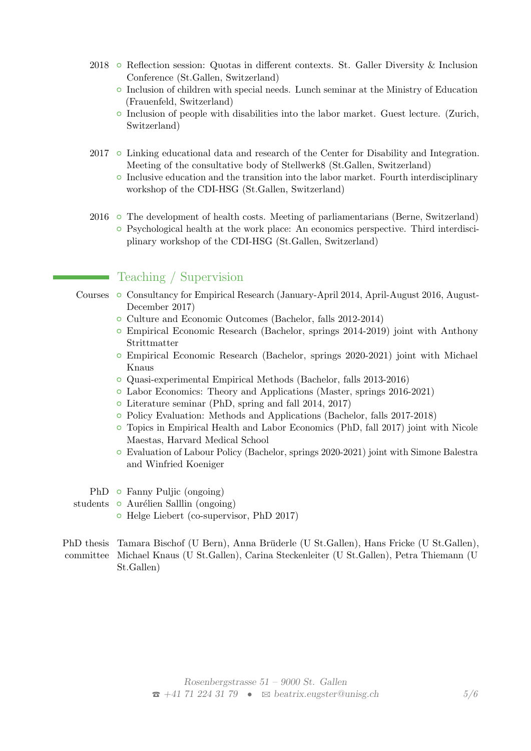2018

- Reflection session: Quotas in different contexts. St. Galler Diversity & Inclusion Conference (St.Gallen, Switzerland)
- Inclusion of children with special needs. Lunch seminar at the Ministry of Education (Frauenfeld, Switzerland)
- Inclusion of people with disabilities into the labor market. Guest lecture. (Zurich, Switzerland)

2017

- Linking educational data and research of the Center for Disability and Integration. Meeting of the consultative body of Stellwerk8 (St.Gallen, Switzerland)
- Inclusive education and the transition into the labor market. Fourth interdisciplinary workshop of the CDI-HSG (St.Gallen, Switzerland)

2016

- The development of health costs. Meeting of parliamentarians (Berne, Switzerland)
- Psychological health at the work place: An economics perspective. Third interdisciplinary workshop of the CDI-HSG (St.Gallen, Switzerland)

## Teaching / Supervision

**Courses**

- Consultancy for Empirical Research (January-April 2014, April-August 2016, August-December 2017)
- Culture and Economic Outcomes (Bachelor, falls 2012-2014)
- Empirical Economic Research (Bachelor, springs 2014-2019) joint with Anthony Strittmatter
- Empirical Economic Research (Bachelor, springs 2020-2021) joint with Michael Knaus
- Quasi-experimental Empirical Methods (Bachelor, falls 2013-2016)
- Labor Economics: Theory and Applications (Master, springs 2016-2021)
- Literature seminar (PhD, spring and fall 2014, 2017)
- Policy Evaluation: Methods and Applications (Bachelor, falls 2017-2018)
- Topics in Empirical Health and Labor Economics (PhD, fall 2017) joint with Nicole Maestas, Harvard Medical School
- Evaluation of Labour Policy (Bachelor, springs 2020-2021) joint with Simone Balestra and Winfried Koeniger

**PhD students**

- Fanny Puljic (ongoing)
- Aurélien Salllin (ongoing)
- Helge Liebert (co-supervisor, PhD 2017)

**PhD thesis committee**

Tamara Bischof (U Bern), Anna Brüderle (U St.Gallen), Hans Fricke (U St.Gallen), Michael Knaus (U St.Gallen), Carina Steckenleiter (U St.Gallen), Petra Thiemann (U St.Gallen)

*Rosenbergstrasse 51 – 9000 St. Gallen*
*+41 71 224 31 79 • beatrix.eugster@unisg.ch*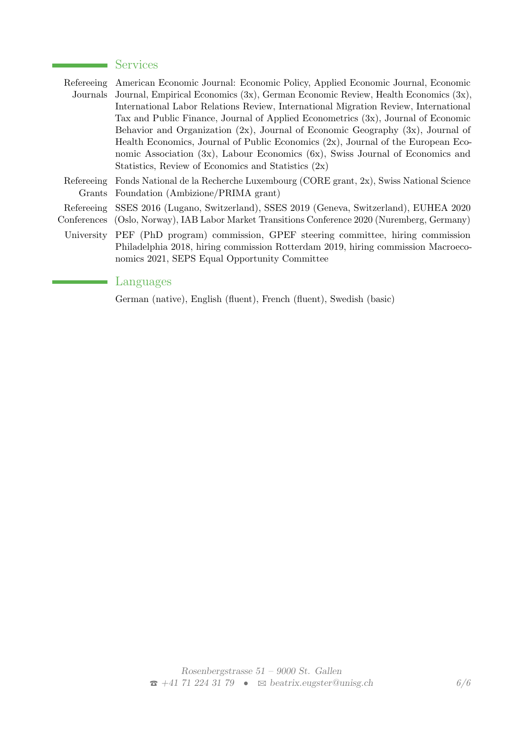## Services

**Refereeing Journals** American Economic Journal: Economic Policy, Applied Economic Journal, Economic Journal, Empirical Economics (3x), German Economic Review, Health Economics (3x), International Labor Relations Review, International Migration Review, International Tax and Public Finance, Journal of Applied Econometrics (3x), Journal of Economic Behavior and Organization (2x), Journal of Economic Geography (3x), Journal of Health Economics, Journal of Public Economics (2x), Journal of the European Economic Association (3x), Labour Economics (6x), Swiss Journal of Economics and Statistics, Review of Economics and Statistics (2x)

**Refereeing Grants** Fonds National de la Recherche Luxembourg (CORE grant, 2x), Swiss National Science Foundation (Ambizione/PRIMA grant)

**Refereeing Conferences** SSES 2016 (Lugano, Switzerland), SSES 2019 (Geneva, Switzerland), EUHEA 2020 (Oslo, Norway), IAB Labor Market Transitions Conference 2020 (Nuremberg, Germany)

**University** PEF (PhD program) commission, GPEF steering committee, hiring commission Philadelphia 2018, hiring commission Rotterdam 2019, hiring commission Macroeconomics 2021, SEPS Equal Opportunity Committee

## Languages

German (native), English (fluent), French (fluent), Swedish (basic)